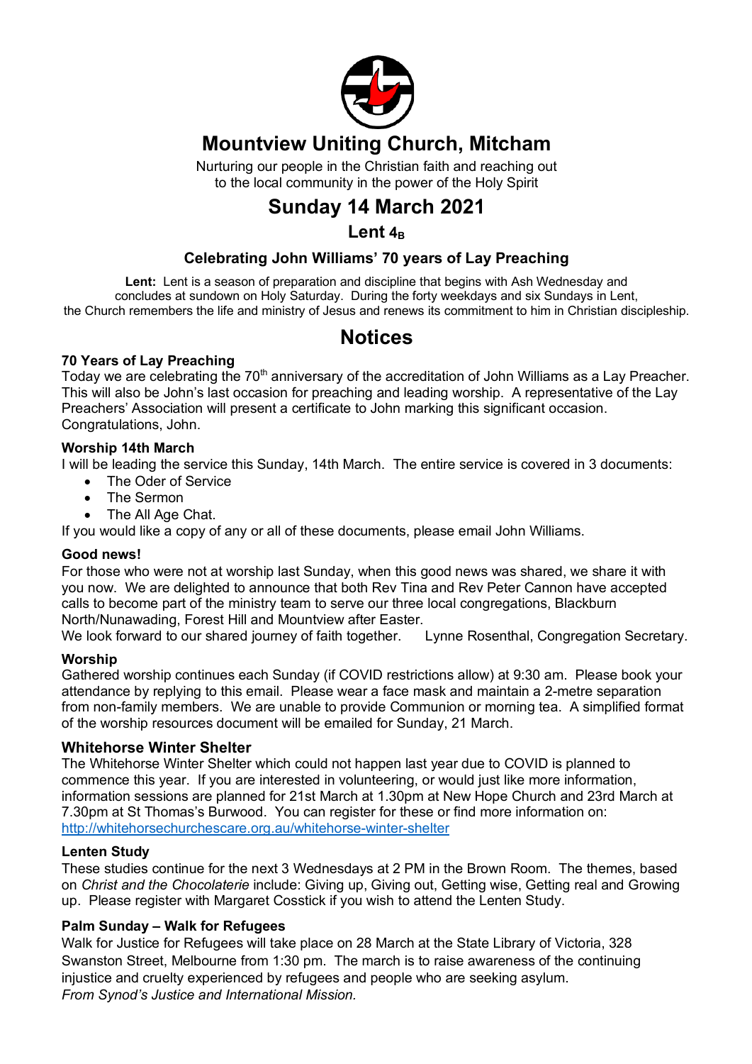# Mountview Uniting Church, Mitcham

Nurturing our people in the Christian faith and reaching out to the local community in the power of the Holy Spirit

# Sunday 14 March 2021

## Lent $4_B$

### Celebrating John Williams' 70 years of Lay Preaching

**Lent:** Lent is a season of preparation and discipline that begins with Ash Wednesday and concludes at sundown on Holy Saturday. During the forty weekdays and six Sundays in Lent, the Church remembers the life and ministry of Jesus and renews its commitment to him in Christian discipleship.

# Notices

**70 Years of Lay Preaching**

Today we are celebrating the 70th anniversary of the accreditation of John Williams as a Lay Preacher. This will also be John's last occasion for preaching and leading worship. A representative of the Lay Preachers' Association will present a certificate to John marking this significant occasion. Congratulations, John.

**Worship 14th March**

I will be leading the service this Sunday, 14th March. The entire service is covered in 3 documents:

- The Oder of Service
- The Sermon
- The All Age Chat.

If you would like a copy of any or all of these documents, please email John Williams.

**Good news!**

For those who were not at worship last Sunday, when this good news was shared, we share it with you now. We are delighted to announce that both Rev Tina and Rev Peter Cannon have accepted calls to become part of the ministry team to serve our three local congregations, Blackburn North/Nunawading, Forest Hill and Mountview after Easter.

We look forward to our shared journey of faith together. Lynne Rosenthal, Congregation Secretary.

**Worship**

Gathered worship continues each Sunday (if COVID restrictions allow) at 9:30 am. Please book your attendance by replying to this email. Please wear a face mask and maintain a 2-metre separation from non-family members. We are unable to provide Communion or morning tea. A simplified format of the worship resources document will be emailed for Sunday, 21 March.

**Whitehorse Winter Shelter**

The Whitehorse Winter Shelter which could not happen last year due to COVID is planned to commence this year. If you are interested in volunteering, or would just like more information, information sessions are planned for 21st March at 1.30pm at New Hope Church and 23rd March at 7.30pm at St Thomas's Burwood. You can register for these or find more information on: http://whitehorsechurchescare.org.au/whitehorse-winter-shelter

**Lenten Study**

These studies continue for the next 3 Wednesdays at 2 PM in the Brown Room. The themes, based on *Christ and the Chocolaterie* include: Giving up, Giving out, Getting wise, Getting real and Growing up. Please register with Margaret Cosstick if you wish to attend the Lenten Study.

**Palm Sunday – Walk for Refugees**

Walk for Justice for Refugees will take place on 28 March at the State Library of Victoria, 328 Swanston Street, Melbourne from 1:30 pm. The march is to raise awareness of the continuing injustice and cruelty experienced by refugees and people who are seeking asylum.

*From Synod's Justice and International Mission.*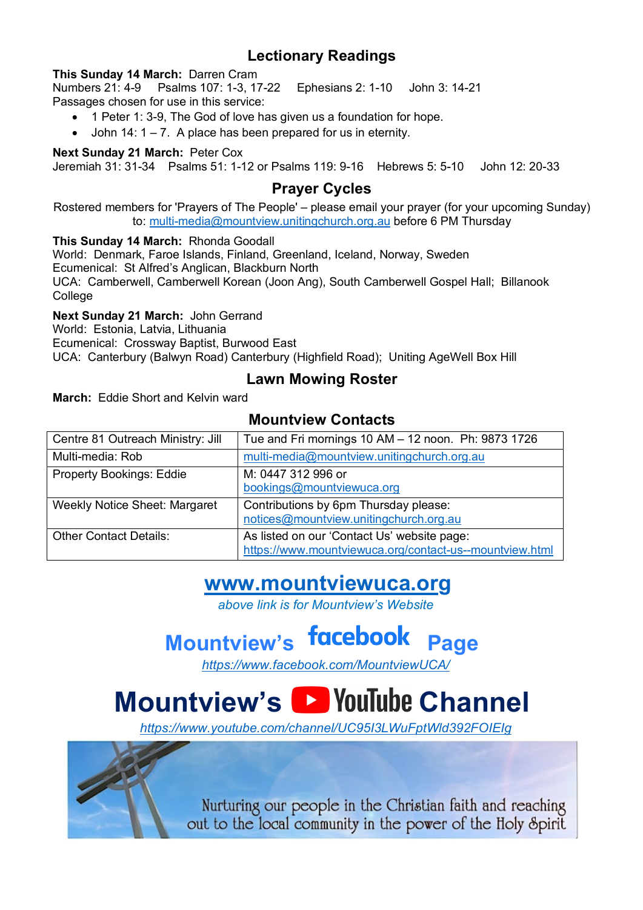## Lectionary Readings

**This Sunday 14 March:** Darren Cram
Numbers 21: 4-9    Psalms 107: 1-3, 17-22    Ephesians 2: 1-10    John 3: 14-21
Passages chosen for use in this service:

- 1 Peter 1: 3-9, The God of love has given us a foundation for hope.
- John 14: 1 – 7. A place has been prepared for us in eternity.

**Next Sunday 21 March:** Peter Cox
Jeremiah 31: 31-34    Psalms 51: 1-12 or Psalms 119: 9-16    Hebrews 5: 5-10    John 12: 20-33

## Prayer Cycles

Rostered members for 'Prayers of The People' – please email your prayer (for your upcoming Sunday) to: multi-media@mountview.unitingchurch.org.au before 6 PM Thursday

**This Sunday 14 March:** Rhonda Goodall
World: Denmark, Faroe Islands, Finland, Greenland, Iceland, Norway, Sweden
Ecumenical: St Alfred's Anglican, Blackburn North
UCA: Camberwell, Camberwell Korean (Joon Ang), South Camberwell Gospel Hall; Billanook College

**Next Sunday 21 March:** John Gerrand
World: Estonia, Latvia, Lithuania
Ecumenical: Crossway Baptist, Burwood East
UCA: Canterbury (Balwyn Road) Canterbury (Highfield Road); Uniting AgeWell Box Hill

## Lawn Mowing Roster

**March:** Eddie Short and Kelvin ward

## Mountview Contacts

| | |
|---|---|
| Centre 81 Outreach Ministry: Jill | Tue and Fri mornings 10 AM – 12 noon. Ph: 9873 1726 |
| Multi-media: Rob | multi-media@mountview.unitingchurch.org.au |
| Property Bookings: Eddie | M: 0447 312 996 or bookings@mountviewuca.org |
| Weekly Notice Sheet: Margaret | Contributions by 6pm Thursday please: notices@mountview.unitingchurch.org.au |
| Other Contact Details: | As listed on our 'Contact Us' website page: https://www.mountviewuca.org/contact-us--mountview.html |

## www.mountviewuca.org

*above link is for Mountview's Website*

## Mountview's facebook Page

*https://www.facebook.com/MountviewUCA/*

## Mountview's YouTube Channel

*https://www.youtube.com/channel/UC95I3LWuFptWld392FOIElg*

Nurturing our people in the Christian faith and reaching out to the local community in the power of the Holy Spirit